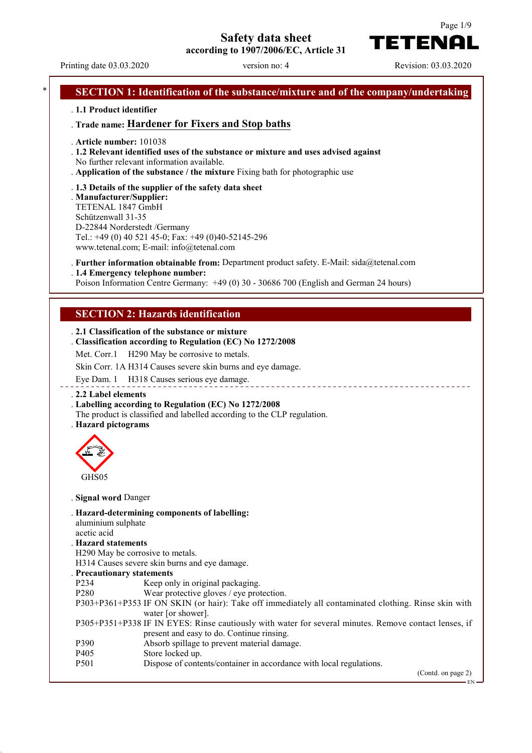# Safety data sheet

according to 1907/2006/EC, Article 31

Printing date 03.03.2020 version no: 4 Revision: 03.03.2020

## SECTION 1: Identification of the substance/mixture and of the company/undertaking

- **1.1 Product identifier**
- **Trade name: Hardener for Fixers and Stop baths**
- **Article number:** 101038
- **1.2 Relevant identified uses of the substance or mixture and uses advised against**
  No further relevant information available.
- **Application of the substance / the mixture** Fixing bath for photographic use
- **1.3 Details of the supplier of the safety data sheet**
- **Manufacturer/Supplier:**
  TETENAL 1847 GmbH
  Schützenwall 31-35
  D-22844 Norderstedt /Germany
  Tel.: +49 (0) 40 521 45-0; Fax: +49 (0)40-52145-296
  www.tetenal.com; E-mail: info@tetenal.com
- **Further information obtainable from:** Department product safety. E-Mail: sida@tetenal.com
- **1.4 Emergency telephone number:**
  Poison Information Centre Germany: +49 (0) 30 - 30686 700 (English and German 24 hours)

## SECTION 2: Hazards identification

- **2.1 Classification of the substance or mixture**
- **Classification according to Regulation (EC) No 1272/2008**

Met. Corr.1 H290 May be corrosive to metals.

Skin Corr. 1A H314 Causes severe skin burns and eye damage.

Eye Dam. 1 H318 Causes serious eye damage.

- **2.2 Label elements**
- **Labelling according to Regulation (EC) No 1272/2008**
  The product is classified and labelled according to the CLP regulation.
- **Hazard pictograms**

GHS05

- **Signal word** Danger
- **Hazard-determining components of labelling:**
  aluminium sulphate
  acetic acid
- **Hazard statements**
  H290 May be corrosive to metals.
  H314 Causes severe skin burns and eye damage.
- **Precautionary statements**

| | |
|---|---|
| P234 | Keep only in original packaging. |
| P280 | Wear protective gloves / eye protection. |
| P303+P361+P353 | IF ON SKIN (or hair): Take off immediately all contaminated clothing. Rinse skin with water [or shower]. |
| P305+P351+P338 | IF IN EYES: Rinse cautiously with water for several minutes. Remove contact lenses, if present and easy to do. Continue rinsing. |
| P390 | Absorb spillage to prevent material damage. |
| P405 | Store locked up. |
| P501 | Dispose of contents/container in accordance with local regulations. |

(Contd. on page 2)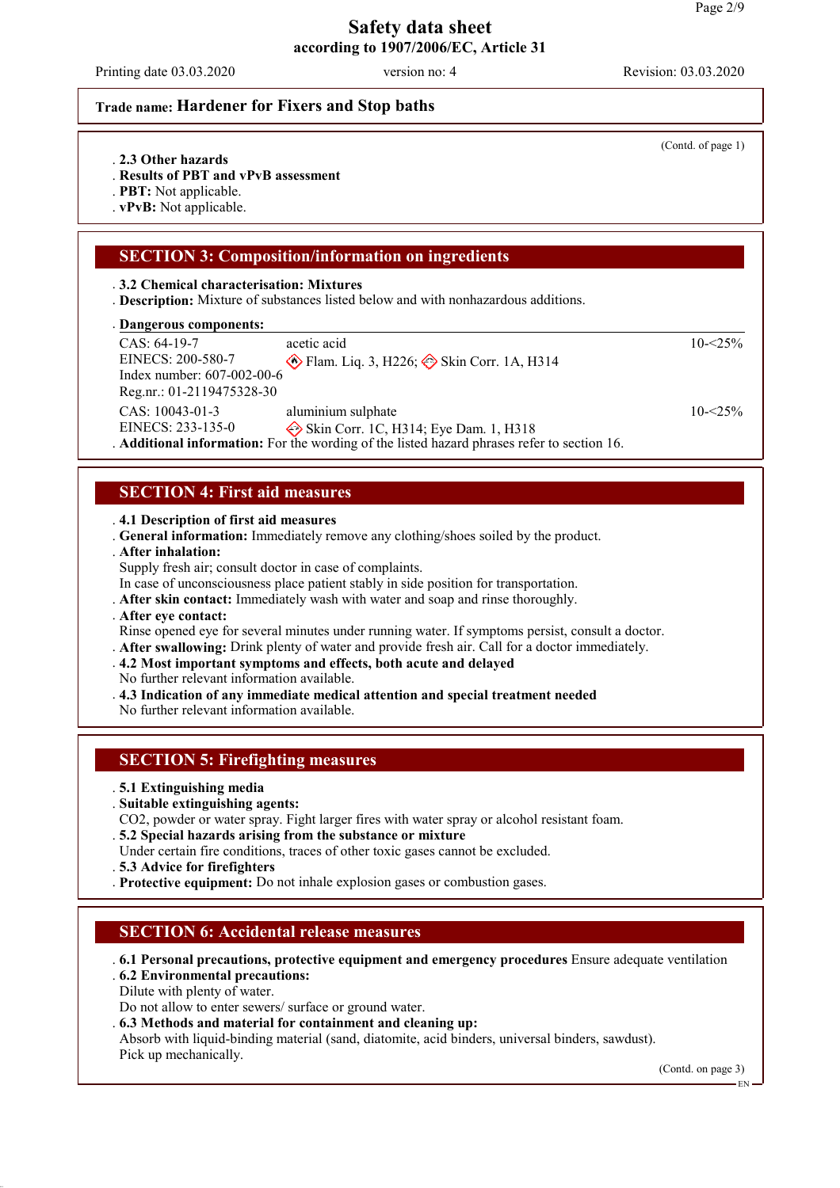**Safety data sheet**
**according to 1907/2006/EC, Article 31**

Printing date 03.03.2020 | version no: 4 | Revision: 03.03.2020

**Trade name: Hardener for Fixers and Stop baths**

(Contd. of page 1)

- **2.3 Other hazards**
- **Results of PBT and vPvB assessment**
- **PBT:** Not applicable.
- **vPvB:** Not applicable.

## SECTION 3: Composition/information on ingredients

- **3.2 Chemical characterisation: Mixtures**
- **Description:** Mixture of substances listed below and with nonhazardous additions.

- **Dangerous components:**

| | | |
|---|---|---|
| CAS: 64-19-7<br>EINECS: 200-580-7<br>Index number: 607-002-00-6<br>Reg.nr.: 01-2119475328-30 | acetic acid<br>Flam. Liq. 3, H226; Skin Corr. 1A, H314 | 10-<25% |
| CAS: 10043-01-3<br>EINECS: 233-135-0 | aluminium sulphate<br>Skin Corr. 1C, H314; Eye Dam. 1, H318 | 10-<25% |

- **Additional information:** For the wording of the listed hazard phrases refer to section 16.

## SECTION 4: First aid measures

- **4.1 Description of first aid measures**
- **General information:** Immediately remove any clothing/shoes soiled by the product.
- **After inhalation:**
  Supply fresh air; consult doctor in case of complaints.
  In case of unconsciousness place patient stably in side position for transportation.
- **After skin contact:** Immediately wash with water and soap and rinse thoroughly.
- **After eye contact:**
  Rinse opened eye for several minutes under running water. If symptoms persist, consult a doctor.
- **After swallowing:** Drink plenty of water and provide fresh air. Call for a doctor immediately.
- **4.2 Most important symptoms and effects, both acute and delayed**
  No further relevant information available.
- **4.3 Indication of any immediate medical attention and special treatment needed**
  No further relevant information available.

## SECTION 5: Firefighting measures

- **5.1 Extinguishing media**
- **Suitable extinguishing agents:**
  $CO_2$, powder or water spray. Fight larger fires with water spray or alcohol resistant foam.
- **5.2 Special hazards arising from the substance or mixture**
  Under certain fire conditions, traces of other toxic gases cannot be excluded.
- **5.3 Advice for firefighters**
- **Protective equipment:** Do not inhale explosion gases or combustion gases.

## SECTION 6: Accidental release measures

- **6.1 Personal precautions, protective equipment and emergency procedures** Ensure adequate ventilation
- **6.2 Environmental precautions:**
  Dilute with plenty of water.
  Do not allow to enter sewers/ surface or ground water.
- **6.3 Methods and material for containment and cleaning up:**
  Absorb with liquid-binding material (sand, diatomite, acid binders, universal binders, sawdust).
  Pick up mechanically.

(Contd. on page 3)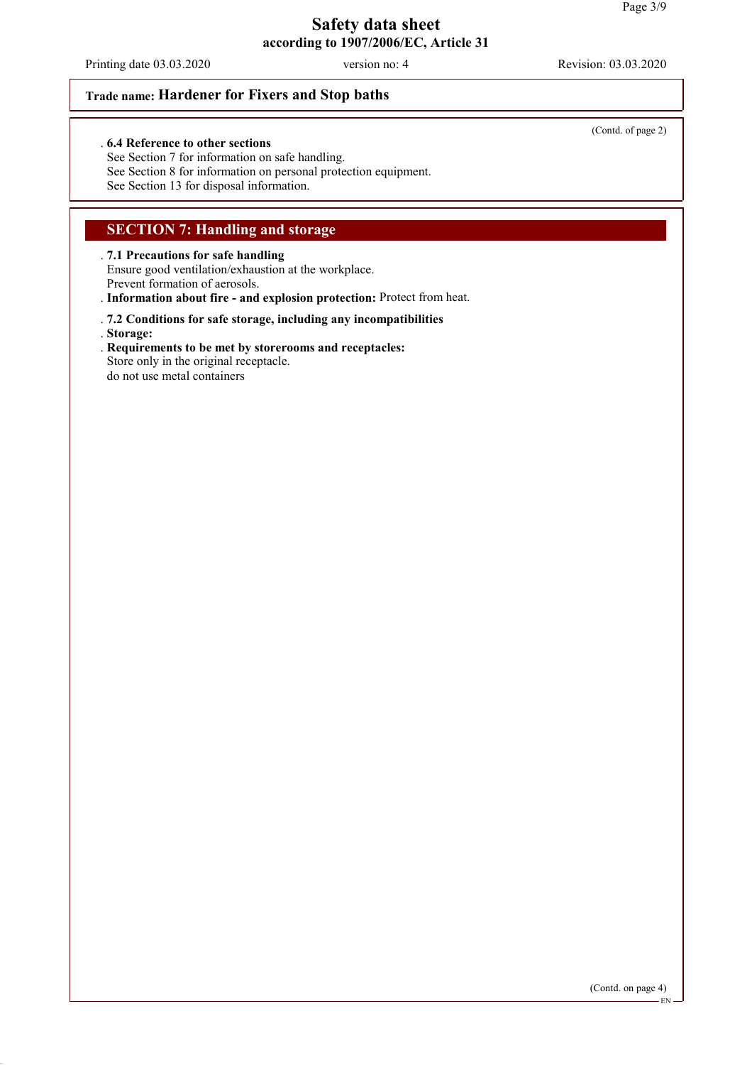**Trade name: Hardener for Fixers and Stop baths**

(Contd. of page 2)

**6.4 Reference to other sections**
See Section 7 for information on safe handling.
See Section 8 for information on personal protection equipment.
See Section 13 for disposal information.

## SECTION 7: Handling and storage

**7.1 Precautions for safe handling**
Ensure good ventilation/exhaustion at the workplace.
Prevent formation of aerosols.

**Information about fire - and explosion protection:** Protect from heat.

**7.2 Conditions for safe storage, including any incompatibilities**

**Storage:**

**Requirements to be met by storerooms and receptacles:**
Store only in the original receptacle.
do not use metal containers

(Contd. on page 4)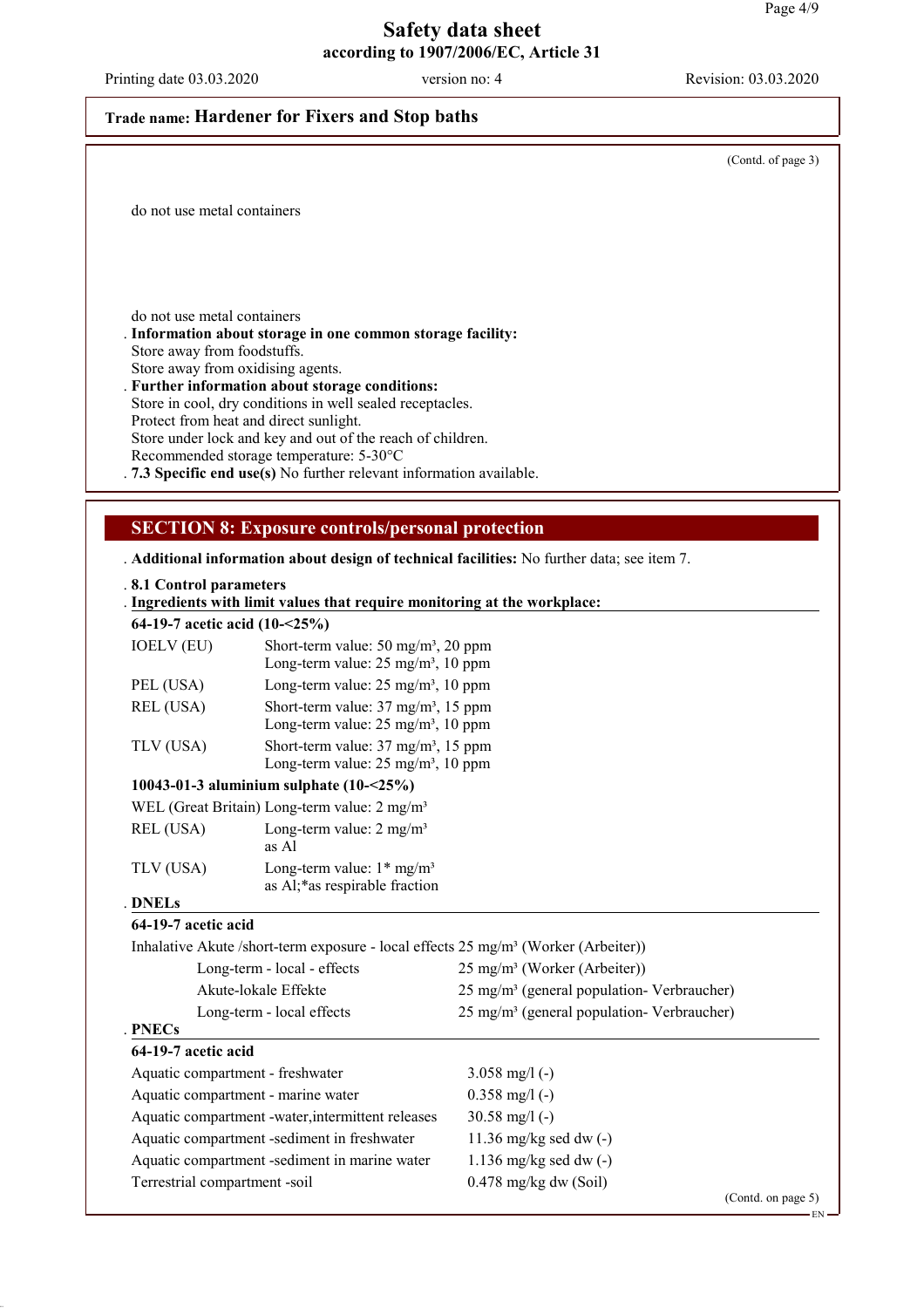Safety data sheet
according to 1907/2006/EC, Article 31

Printing date 03.03.2020 version no: 4 Revision: 03.03.2020

**Trade name: Hardener for Fixers and Stop baths**

(Contd. of page 3)

do not use metal containers

do not use metal containers

. **Information about storage in one common storage facility:**
Store away from foodstuffs.
Store away from oxidising agents.

. **Further information about storage conditions:**
Store in cool, dry conditions in well sealed receptacles.
Protect from heat and direct sunlight.
Store under lock and key and out of the reach of children.
Recommended storage temperature: 5-30°C

. **7.3 Specific end use(s)** No further relevant information available.

## SECTION 8: Exposure controls/personal protection

. **Additional information about design of technical facilities:** No further data; see item 7.

. **8.1 Control parameters**

. **Ingredients with limit values that require monitoring at the workplace:**

**64-19-7 acetic acid (10-<25%)**

| | |
|---|---|
| IOELV (EU) | Short-term value: 50 mg/m³, 20 ppm<br>Long-term value: 25 mg/m³, 10 ppm |
| PEL (USA) | Long-term value: 25 mg/m³, 10 ppm |
| REL (USA) | Short-term value: 37 mg/m³, 15 ppm<br>Long-term value: 25 mg/m³, 10 ppm |
| TLV (USA) | Short-term value: 37 mg/m³, 15 ppm<br>Long-term value: 25 mg/m³, 10 ppm |

**10043-01-3 aluminium sulphate (10-<25%)**

| | |
|---|---|
| WEL (Great Britain) | Long-term value: 2 mg/m³ |
| REL (USA) | Long-term value: 2 mg/m³<br>as Al |
| TLV (USA) | Long-term value: 1* mg/m³<br>as Al;*as respirable fraction |

. **DNELs**

**64-19-7 acetic acid**

| | |
|---|---|
| Inhalative Akute /short-term exposure - local effects | 25 mg/m³ (Worker (Arbeiter)) |
| Long-term - local - effects | 25 mg/m³ (Worker (Arbeiter)) |
| Akute-lokale Effekte | 25 mg/m³ (general population- Verbraucher) |
| Long-term - local effects | 25 mg/m³ (general population- Verbraucher) |

. **PNECs**

**64-19-7 acetic acid**

| | |
|---|---|
| Aquatic compartment - freshwater | 3.058 mg/l (-) |
| Aquatic compartment - marine water | 0.358 mg/l (-) |
| Aquatic compartment -water,intermittent releases | 30.58 mg/l (-) |
| Aquatic compartment -sediment in freshwater | 11.36 mg/kg sed dw (-) |
| Aquatic compartment -sediment in marine water | 1.136 mg/kg sed dw (-) |
| Terrestrial compartment -soil | 0.478 mg/kg dw (Soil) |

(Contd. on page 5)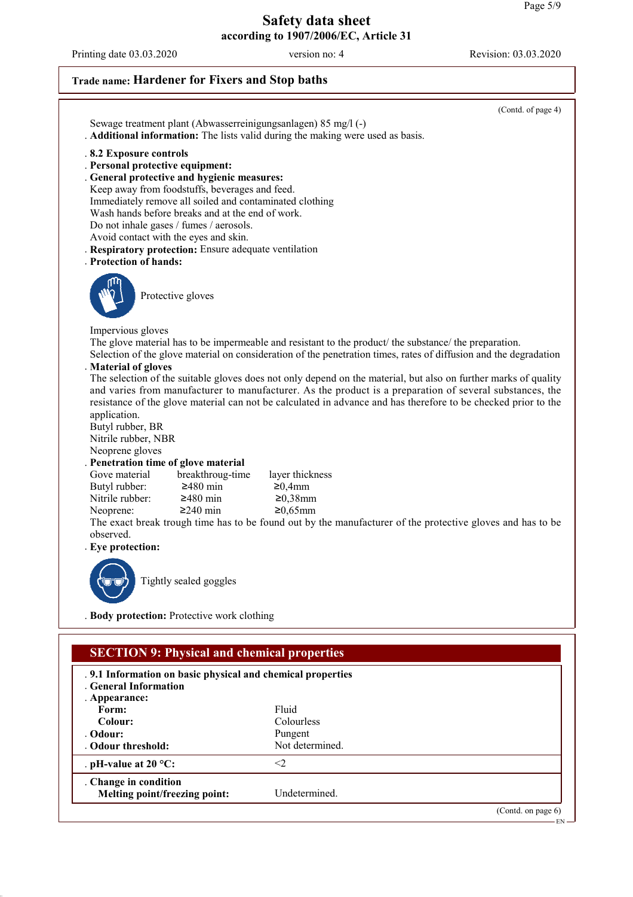Trade name: **Hardener for Fixers and Stop baths**

(Contd. of page 4)

Sewage treatment plant (Abwasserreinigungsanlagen) 85 mg/l (-)

· **Additional information:** The lists valid during the making were used as basis.

· **8.2 Exposure controls**

· **Personal protective equipment:**

· **General protective and hygienic measures:**

Keep away from foodstuffs, beverages and feed.
Immediately remove all soiled and contaminated clothing
Wash hands before breaks and at the end of work.
Do not inhale gases / fumes / aerosols.
Avoid contact with the eyes and skin.

· **Respiratory protection:** Ensure adequate ventilation

· **Protection of hands:**

Protective gloves

Impervious gloves
The glove material has to be impermeable and resistant to the product/ the substance/ the preparation.
Selection of the glove material on consideration of the penetration times, rates of diffusion and the degradation

· **Material of gloves**

The selection of the suitable gloves does not only depend on the material, but also on further marks of quality and varies from manufacturer to manufacturer. As the product is a preparation of several substances, the resistance of the glove material can not be calculated in advance and has therefore to be checked prior to the application.

Butyl rubber, BR
Nitrile rubber, NBR
Neoprene gloves

· **Penetration time of glove material**

| Gove material | breakthroug-time | layer thickness |
|---|---|---|
| Butyl rubber: | ≥480 min | ≥0,4mm |
| Nitrile rubber: | ≥480 min | ≥0,38mm |
| Neoprene: | ≥240 min | ≥0,65mm |

The exact break trough time has to be found out by the manufacturer of the protective gloves and has to be observed.

· **Eye protection:**

Tightly sealed goggles

· **Body protection:** Protective work clothing

## SECTION 9: Physical and chemical properties

· **9.1 Information on basic physical and chemical properties**

· **General Information**

| | |
|---|---|
| · **Appearance:** | |
| **Form:** | Fluid |
| **Colour:** | Colourless |
| · **Odour:** | Pungent |
| · **Odour threshold:** | Not determined. |
| · **pH-value at 20 °C:** | <2 |
| · **Change in condition** | |
| **Melting point/freezing point:** | Undetermined. |

(Contd. on page 6)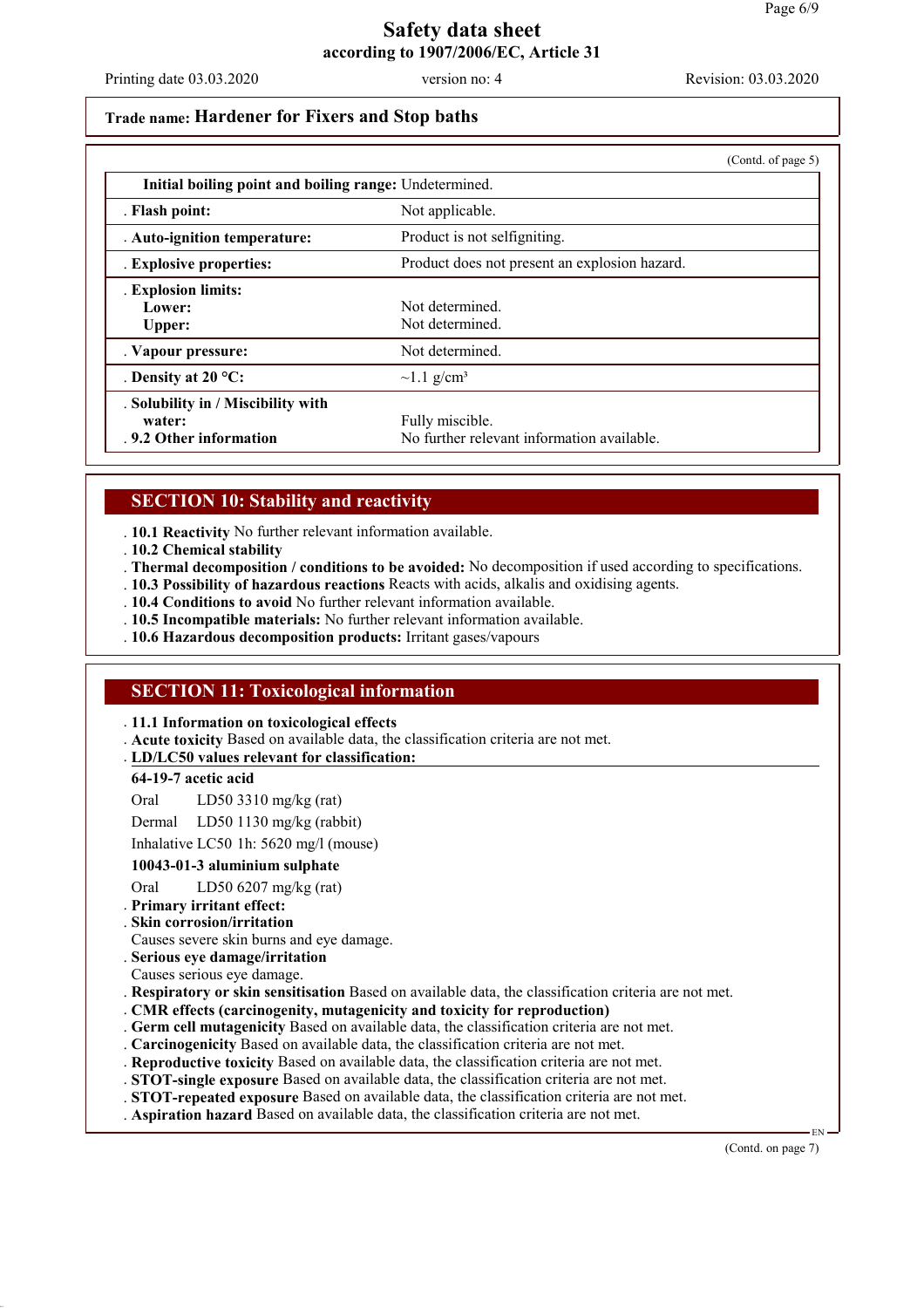**Trade name: Hardener for Fixers and Stop baths**

(Contd. of page 5)

| | |
|---|---|
| **Initial boiling point and boiling range:** | Undetermined. |
| . **Flash point:** | Not applicable. |
| . **Auto-ignition temperature:** | Product is not selfigniting. |
| . **Explosive properties:** | Product does not present an explosion hazard. |
| . **Explosion limits:** **Lower:** **Upper:** | Not determined. Not determined. |
| . **Vapour pressure:** | Not determined. |
| . **Density at 20 °C:** | ~1.1 g/cm³ |
| . **Solubility in / Miscibility with water:** | Fully miscible. |
| . **9.2 Other information** | No further relevant information available. |

## SECTION 10: Stability and reactivity

. **10.1 Reactivity** No further relevant information available.
. **10.2 Chemical stability**
. **Thermal decomposition / conditions to be avoided:** No decomposition if used according to specifications.
. **10.3 Possibility of hazardous reactions** Reacts with acids, alkalis and oxidising agents.
. **10.4 Conditions to avoid** No further relevant information available.
. **10.5 Incompatible materials:** No further relevant information available.
. **10.6 Hazardous decomposition products:** Irritant gases/vapours

## SECTION 11: Toxicological information

. **11.1 Information on toxicological effects**
. **Acute toxicity** Based on available data, the classification criteria are not met.
. **LD/LC50 values relevant for classification:**

**64-19-7 acetic acid**

| | |
|---|---|
| Oral | LD50 3310 mg/kg (rat) |
| Dermal | LD50 1130 mg/kg (rabbit) |
| Inhalative | LC50 1h: 5620 mg/l (mouse) |

**10043-01-3 aluminium sulphate**

| | |
|---|---|
| Oral | LD50 6207 mg/kg (rat) |

. **Primary irritant effect:**
. **Skin corrosion/irritation**
Causes severe skin burns and eye damage.
. **Serious eye damage/irritation**
Causes serious eye damage.
. **Respiratory or skin sensitisation** Based on available data, the classification criteria are not met.
. **CMR effects (carcinogenity, mutagenicity and toxicity for reproduction)**
. **Germ cell mutagenicity** Based on available data, the classification criteria are not met.
. **Carcinogenicity** Based on available data, the classification criteria are not met.
. **Reproductive toxicity** Based on available data, the classification criteria are not met.
. **STOT-single exposure** Based on available data, the classification criteria are not met.
. **STOT-repeated exposure** Based on available data, the classification criteria are not met.
. **Aspiration hazard** Based on available data, the classification criteria are not met.

(Contd. on page 7)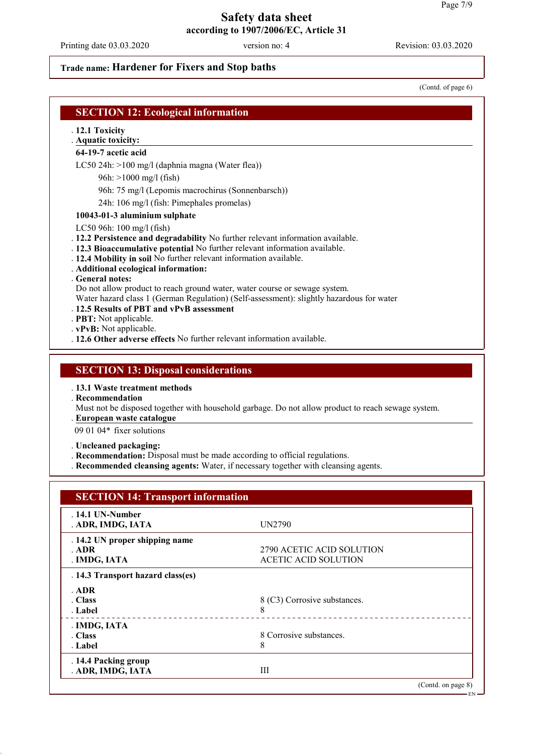**Trade name: Hardener for Fixers and Stop baths**

(Contd. of page 6)

## SECTION 12: Ecological information

- **12.1 Toxicity**
- **Aquatic toxicity:**

**64-19-7 acetic acid**

LC50 24h: >100 mg/l (daphnia magna (Water flea))
96h: >1000 mg/l (fish)
96h: 75 mg/l (Lepomis macrochirus (Sonnenbarsch))
24h: 106 mg/l (fish: Pimephales promelas)

**10043-01-3 aluminium sulphate**

LC50 96h: 100 mg/l (fish)

- **12.2 Persistence and degradability** No further relevant information available.
- **12.3 Bioaccumulative potential** No further relevant information available.
- **12.4 Mobility in soil** No further relevant information available.
- **Additional ecological information:**
- **General notes:**
  Do not allow product to reach ground water, water course or sewage system.
  Water hazard class 1 (German Regulation) (Self-assessment): slightly hazardous for water
- **12.5 Results of PBT and vPvB assessment**
- **PBT:** Not applicable.
- **vPvB:** Not applicable.
- **12.6 Other adverse effects** No further relevant information available.

## SECTION 13: Disposal considerations

- **13.1 Waste treatment methods**
- **Recommendation**
  Must not be disposed together with household garbage. Do not allow product to reach sewage system.
- **European waste catalogue**

09 01 04* fixer solutions

- **Uncleaned packaging:**
- **Recommendation:** Disposal must be made according to official regulations.
- **Recommended cleansing agents:** Water, if necessary together with cleansing agents.

## SECTION 14: Transport information

| | |
|---|---|
| **14.1 UN-Number** | |
| **ADR, IMDG, IATA** | UN2790 |
| **14.2 UN proper shipping name** | |
| **ADR** | 2790 ACETIC ACID SOLUTION |
| **IMDG, IATA** | ACETIC ACID SOLUTION |
| **14.3 Transport hazard class(es)** | |
| **ADR** | |
| **Class** | 8 (C3) Corrosive substances. |
| **Label** | 8 |
| **IMDG, IATA** | |
| **Class** | 8 Corrosive substances. |
| **Label** | 8 |
| **14.4 Packing group** | |
| **ADR, IMDG, IATA** | III |

(Contd. on page 8)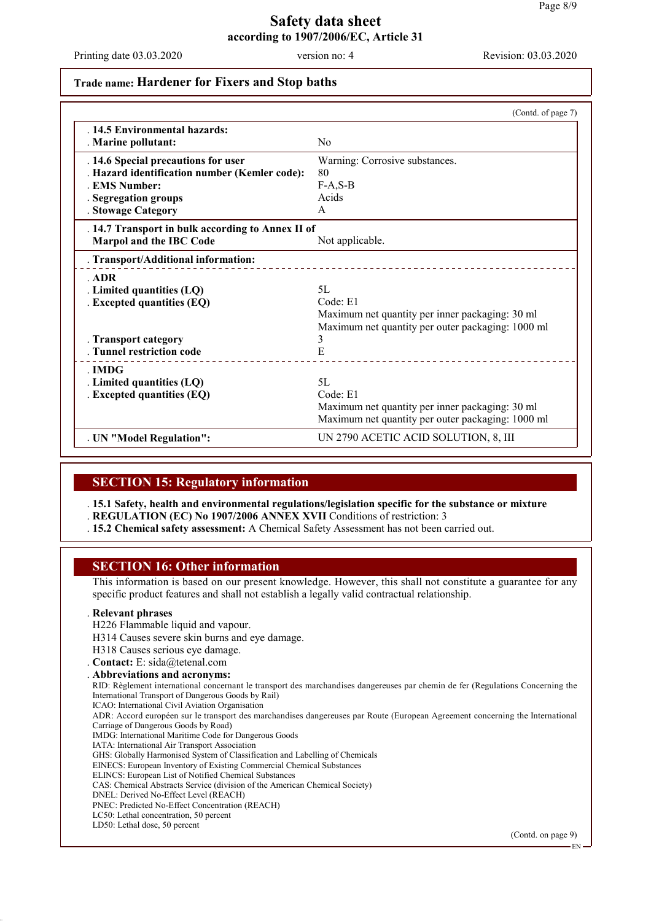**Trade name: Hardener for Fixers and Stop baths**

(Contd. of page 7)

| | |
|---|---|
| **14.5 Environmental hazards:** | |
| **Marine pollutant:** | No |
| **14.6 Special precautions for user** | Warning: Corrosive substances. |
| **Hazard identification number (Kemler code):** | 80 |
| **EMS Number:** | F-A,S-B |
| **Segregation groups** | Acids |
| **Stowage Category** | A |
| **14.7 Transport in bulk according to Annex II of Marpol and the IBC Code** | Not applicable. |
| **Transport/Additional information:** | |
| **ADR** | |
| **Limited quantities (LQ)** | 5L |
| **Excepted quantities (EQ)** | Code: E1<br>Maximum net quantity per inner packaging: 30 ml<br>Maximum net quantity per outer packaging: 1000 ml |
| **Transport category** | 3 |
| **Tunnel restriction code** | E |
| **IMDG** | |
| **Limited quantities (LQ)** | 5L |
| **Excepted quantities (EQ)** | Code: E1<br>Maximum net quantity per inner packaging: 30 ml<br>Maximum net quantity per outer packaging: 1000 ml |
| **UN "Model Regulation":** | UN 2790 ACETIC ACID SOLUTION, 8, III |

## SECTION 15: Regulatory information

- **15.1 Safety, health and environmental regulations/legislation specific for the substance or mixture**
- **REGULATION (EC) No 1907/2006 ANNEX XVII** Conditions of restriction: 3
- **15.2 Chemical safety assessment:** A Chemical Safety Assessment has not been carried out.

## SECTION 16: Other information

This information is based on our present knowledge. However, this shall not constitute a guarantee for any specific product features and shall not establish a legally valid contractual relationship.

**Relevant phrases**

H226 Flammable liquid and vapour.
H314 Causes severe skin burns and eye damage.
H318 Causes serious eye damage.

**Contact:** E: sida@tetenal.com

**Abbreviations and acronyms:**

RID: Règlement international concernant le transport des marchandises dangereuses par chemin de fer (Regulations Concerning the International Transport of Dangerous Goods by Rail)
ICAO: International Civil Aviation Organisation
ADR: Accord européen sur le transport des marchandises dangereuses par Route (European Agreement concerning the International Carriage of Dangerous Goods by Road)
IMDG: International Maritime Code for Dangerous Goods
IATA: International Air Transport Association
GHS: Globally Harmonised System of Classification and Labelling of Chemicals
EINECS: European Inventory of Existing Commercial Chemical Substances
ELINCS: European List of Notified Chemical Substances
CAS: Chemical Abstracts Service (division of the American Chemical Society)
DNEL: Derived No-Effect Level (REACH)
PNEC: Predicted No-Effect Concentration (REACH)
LC50: Lethal concentration, 50 percent
LD50: Lethal dose, 50 percent

(Contd. on page 9)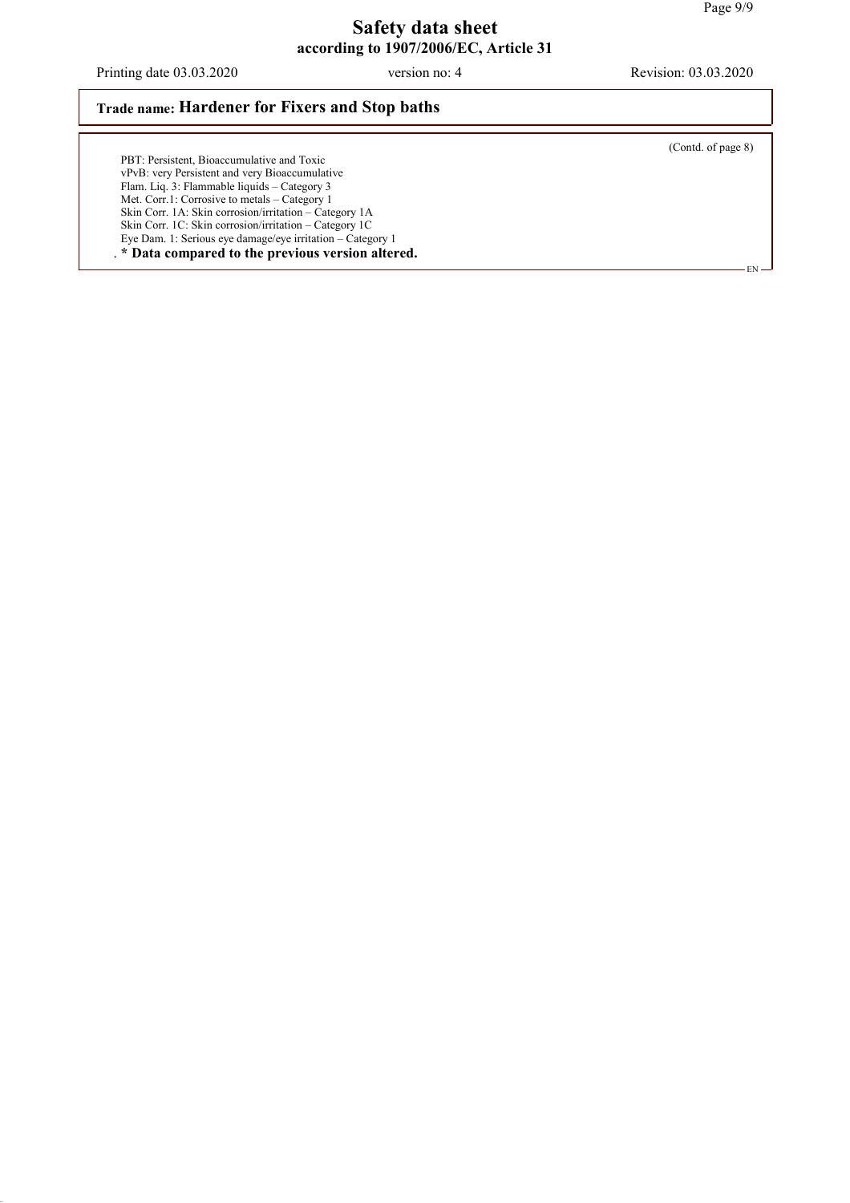(Contd. of page 8)

PBT: Persistent, Bioaccumulative and Toxic
vPvB: very Persistent and very Bioaccumulative
Flam. Liq. 3: Flammable liquids – Category 3
Met. Corr.1: Corrosive to metals – Category 1
Skin Corr. 1A: Skin corrosion/irritation – Category 1A
Skin Corr. 1C: Skin corrosion/irritation – Category 1C
Eye Dam. 1: Serious eye damage/eye irritation – Category 1

. **\* Data compared to the previous version altered.**